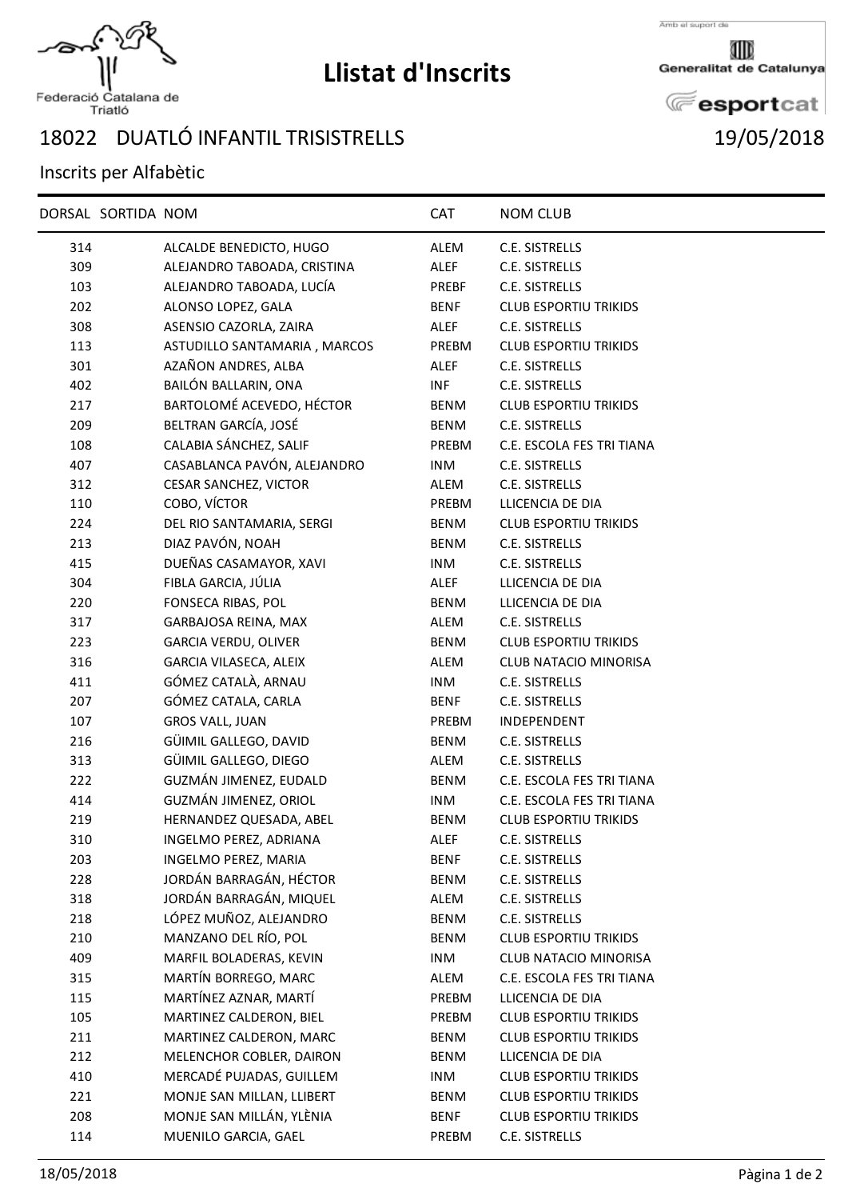Federació Catalana de Triatló

# Llistat d'Inscrits

Amb el suport de Generalitat de Catalunya esportcat

## 18022 DUATLÓ INFANTIL TRISISTRELLS 19/05/2018

Inscrits per Alfabètic

| DORSAL | SORTIDA | NOM | CAT | NOM CLUB |
|---|---|---|---|---|
| 314 | | ALCALDE BENEDICTO, HUGO | ALEM | C.E. SISTRELLS |
| 309 | | ALEJANDRO TABOADA, CRISTINA | ALEF | C.E. SISTRELLS |
| 103 | | ALEJANDRO TABOADA, LUCÍA | PREBF | C.E. SISTRELLS |
| 202 | | ALONSO LOPEZ, GALA | BENF | CLUB ESPORTIU TRIKIDS |
| 308 | | ASENSIO CAZORLA, ZAIRA | ALEF | C.E. SISTRELLS |
| 113 | | ASTUDILLO SANTAMARIA , MARCOS | PREBM | CLUB ESPORTIU TRIKIDS |
| 301 | | AZAÑON ANDRES, ALBA | ALEF | C.E. SISTRELLS |
| 402 | | BAILÓN BALLARIN, ONA | INF | C.E. SISTRELLS |
| 217 | | BARTOLOMÉ ACEVEDO, HÉCTOR | BENM | CLUB ESPORTIU TRIKIDS |
| 209 | | BELTRAN GARCÍA, JOSÉ | BENM | C.E. SISTRELLS |
| 108 | | CALABIA SÁNCHEZ, SALIF | PREBM | C.E. ESCOLA FES TRI TIANA |
| 407 | | CASABLANCA PAVÓN, ALEJANDRO | INM | C.E. SISTRELLS |
| 312 | | CESAR SANCHEZ, VICTOR | ALEM | C.E. SISTRELLS |
| 110 | | COBO, VÍCTOR | PREBM | LLICENCIA DE DIA |
| 224 | | DEL RIO SANTAMARIA, SERGI | BENM | CLUB ESPORTIU TRIKIDS |
| 213 | | DIAZ PAVÓN, NOAH | BENM | C.E. SISTRELLS |
| 415 | | DUEÑAS CASAMAYOR, XAVI | INM | C.E. SISTRELLS |
| 304 | | FIBLA GARCIA, JÚLIA | ALEF | LLICENCIA DE DIA |
| 220 | | FONSECA RIBAS, POL | BENM | LLICENCIA DE DIA |
| 317 | | GARBAJOSA REINA, MAX | ALEM | C.E. SISTRELLS |
| 223 | | GARCIA VERDU, OLIVER | BENM | CLUB ESPORTIU TRIKIDS |
| 316 | | GARCIA VILASECA, ALEIX | ALEM | CLUB NATACIO MINORISA |
| 411 | | GÓMEZ CATALÀ, ARNAU | INM | C.E. SISTRELLS |
| 207 | | GÓMEZ CATALA, CARLA | BENF | C.E. SISTRELLS |
| 107 | | GROS VALL, JUAN | PREBM | INDEPENDENT |
| 216 | | GÜIMIL GALLEGO, DAVID | BENM | C.E. SISTRELLS |
| 313 | | GÜIMIL GALLEGO, DIEGO | ALEM | C.E. SISTRELLS |
| 222 | | GUZMÁN JIMENEZ, EUDALD | BENM | C.E. ESCOLA FES TRI TIANA |
| 414 | | GUZMÁN JIMENEZ, ORIOL | INM | C.E. ESCOLA FES TRI TIANA |
| 219 | | HERNANDEZ QUESADA, ABEL | BENM | CLUB ESPORTIU TRIKIDS |
| 310 | | INGELMO PEREZ, ADRIANA | ALEF | C.E. SISTRELLS |
| 203 | | INGELMO PEREZ, MARIA | BENF | C.E. SISTRELLS |
| 228 | | JORDÁN BARRAGÁN, HÉCTOR | BENM | C.E. SISTRELLS |
| 318 | | JORDÁN BARRAGÁN, MIQUEL | ALEM | C.E. SISTRELLS |
| 218 | | LÓPEZ MUÑOZ, ALEJANDRO | BENM | C.E. SISTRELLS |
| 210 | | MANZANO DEL RÍO, POL | BENM | CLUB ESPORTIU TRIKIDS |
| 409 | | MARFIL BOLADERAS, KEVIN | INM | CLUB NATACIO MINORISA |
| 315 | | MARTÍN BORREGO, MARC | ALEM | C.E. ESCOLA FES TRI TIANA |
| 115 | | MARTÍNEZ AZNAR, MARTÍ | PREBM | LLICENCIA DE DIA |
| 105 | | MARTINEZ CALDERON, BIEL | PREBM | CLUB ESPORTIU TRIKIDS |
| 211 | | MARTINEZ CALDERON, MARC | BENM | CLUB ESPORTIU TRIKIDS |
| 212 | | MELENCHOR COBLER, DAIRON | BENM | LLICENCIA DE DIA |
| 410 | | MERCADÉ PUJADAS, GUILLEM | INM | CLUB ESPORTIU TRIKIDS |
| 221 | | MONJE SAN MILLAN, LLIBERT | BENM | CLUB ESPORTIU TRIKIDS |
| 208 | | MONJE SAN MILLÁN, YLÈNIA | BENF | CLUB ESPORTIU TRIKIDS |
| 114 | | MUENILO GARCIA, GAEL | PREBM | C.E. SISTRELLS |

18/05/2018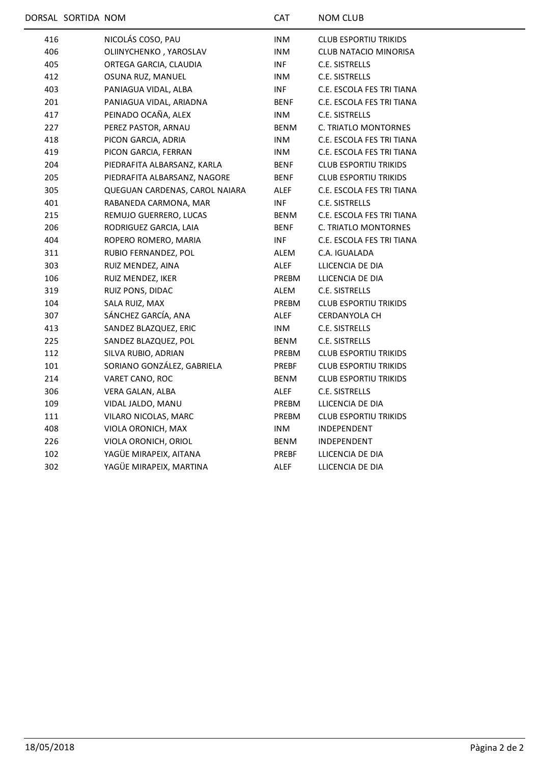| DORSAL | SORTIDA | NOM | CAT | NOM CLUB |
|---|---|---|---|---|
| 416 | | NICOLÁS COSO, PAU | INM | CLUB ESPORTIU TRIKIDS |
| 406 | | OLIINYCHENKO , YAROSLAV | INM | CLUB NATACIO MINORISA |
| 405 | | ORTEGA GARCIA, CLAUDIA | INF | C.E. SISTRELLS |
| 412 | | OSUNA RUZ, MANUEL | INM | C.E. SISTRELLS |
| 403 | | PANIAGUA VIDAL, ALBA | INF | C.E. ESCOLA FES TRI TIANA |
| 201 | | PANIAGUA VIDAL, ARIADNA | BENF | C.E. ESCOLA FES TRI TIANA |
| 417 | | PEINADO OCAÑA, ALEX | INM | C.E. SISTRELLS |
| 227 | | PEREZ PASTOR, ARNAU | BENM | C. TRIATLO MONTORNES |
| 418 | | PICON GARCIA, ADRIA | INM | C.E. ESCOLA FES TRI TIANA |
| 419 | | PICON GARCIA, FERRAN | INM | C.E. ESCOLA FES TRI TIANA |
| 204 | | PIEDRAFITA ALBARSANZ, KARLA | BENF | CLUB ESPORTIU TRIKIDS |
| 205 | | PIEDRAFITA ALBARSANZ, NAGORE | BENF | CLUB ESPORTIU TRIKIDS |
| 305 | | QUEGUAN CARDENAS, CAROL NAIARA | ALEF | C.E. ESCOLA FES TRI TIANA |
| 401 | | RABANEDA CARMONA, MAR | INF | C.E. SISTRELLS |
| 215 | | REMUJO GUERRERO, LUCAS | BENM | C.E. ESCOLA FES TRI TIANA |
| 206 | | RODRIGUEZ GARCIA, LAIA | BENF | C. TRIATLO MONTORNES |
| 404 | | ROPERO ROMERO, MARIA | INF | C.E. ESCOLA FES TRI TIANA |
| 311 | | RUBIO FERNANDEZ, POL | ALEM | C.A. IGUALADA |
| 303 | | RUIZ MENDEZ, AINA | ALEF | LLICENCIA DE DIA |
| 106 | | RUIZ MENDEZ, IKER | PREBM | LLICENCIA DE DIA |
| 319 | | RUIZ PONS, DIDAC | ALEM | C.E. SISTRELLS |
| 104 | | SALA RUIZ, MAX | PREBM | CLUB ESPORTIU TRIKIDS |
| 307 | | SÁNCHEZ GARCÍA, ANA | ALEF | CERDANYOLA CH |
| 413 | | SANDEZ BLAZQUEZ, ERIC | INM | C.E. SISTRELLS |
| 225 | | SANDEZ BLAZQUEZ, POL | BENM | C.E. SISTRELLS |
| 112 | | SILVA RUBIO, ADRIAN | PREBM | CLUB ESPORTIU TRIKIDS |
| 101 | | SORIANO GONZÁLEZ, GABRIELA | PREBF | CLUB ESPORTIU TRIKIDS |
| 214 | | VARET CANO, ROC | BENM | CLUB ESPORTIU TRIKIDS |
| 306 | | VERA GALAN, ALBA | ALEF | C.E. SISTRELLS |
| 109 | | VIDAL JALDO, MANU | PREBM | LLICENCIA DE DIA |
| 111 | | VILARO NICOLAS, MARC | PREBM | CLUB ESPORTIU TRIKIDS |
| 408 | | VIOLA ORONICH, MAX | INM | INDEPENDENT |
| 226 | | VIOLA ORONICH, ORIOL | BENM | INDEPENDENT |
| 102 | | YAGÜE MIRAPEIX, AITANA | PREBF | LLICENCIA DE DIA |
| 302 | | YAGÜE MIRAPEIX, MARTINA | ALEF | LLICENCIA DE DIA |

18/05/2018